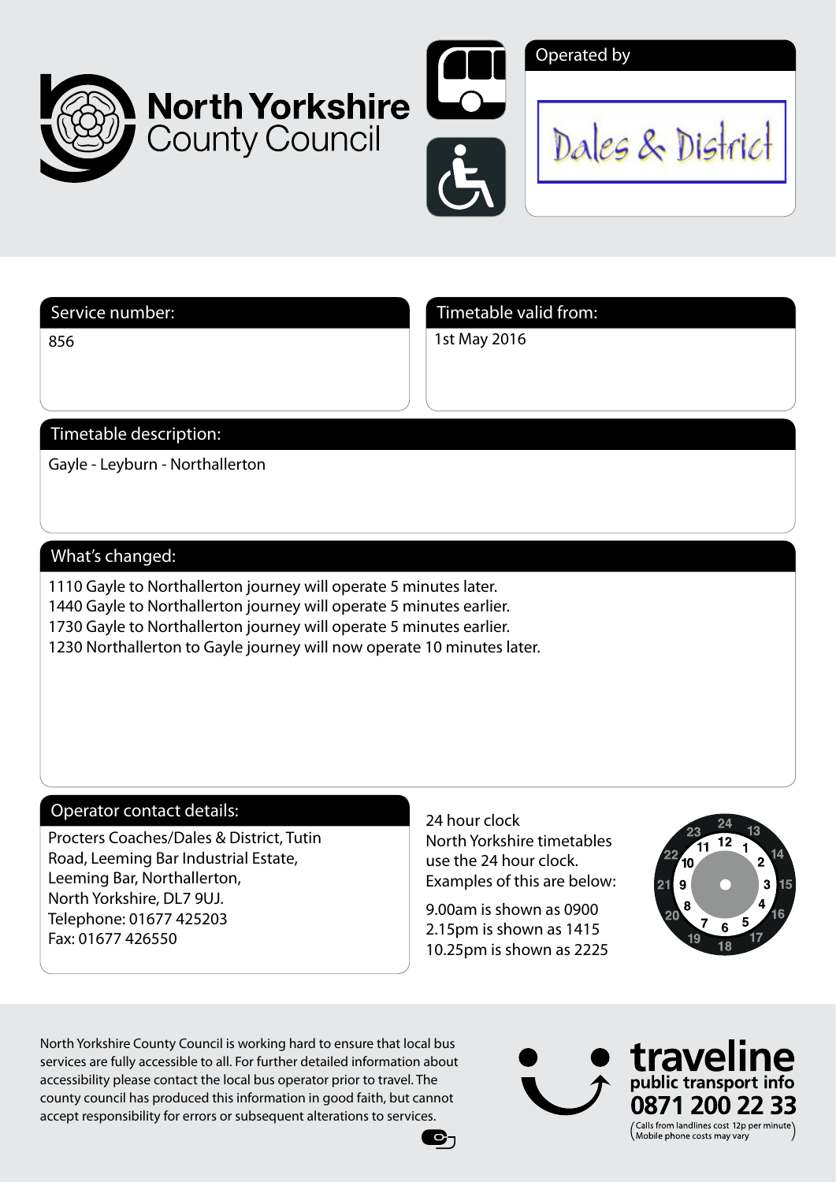North Yorkshire County Council

Operated by

Dales & District

## Service number:

856

## Timetable valid from:

1st May 2016

## Timetable description:

Gayle - Leyburn - Northallerton

## What's changed:

1110 Gayle to Northallerton journey will operate 5 minutes later.
1440 Gayle to Northallerton journey will operate 5 minutes earlier.
1730 Gayle to Northallerton journey will operate 5 minutes earlier.
1230 Northallerton to Gayle journey will now operate 10 minutes later.

## Operator contact details:

Procters Coaches/Dales & District, Tutin Road, Leeming Bar Industrial Estate, Leeming Bar, Northallerton, North Yorkshire, DL7 9UJ.
Telephone: 01677 425203
Fax: 01677 426550

24 hour clock
North Yorkshire timetables use the 24 hour clock.
Examples of this are below:

9.00am is shown as 0900
2.15pm is shown as 1415
10.25pm is shown as 2225

North Yorkshire County Council is working hard to ensure that local bus services are fully accessible to all. For further detailed information about accessibility please contact the local bus operator prior to travel. The county council has produced this information in good faith, but cannot accept responsibility for errors or subsequent alterations to services.

traveline
public transport info
0871 200 22 33
(Calls from landlines cost 12p per minute. Mobile phone costs may vary)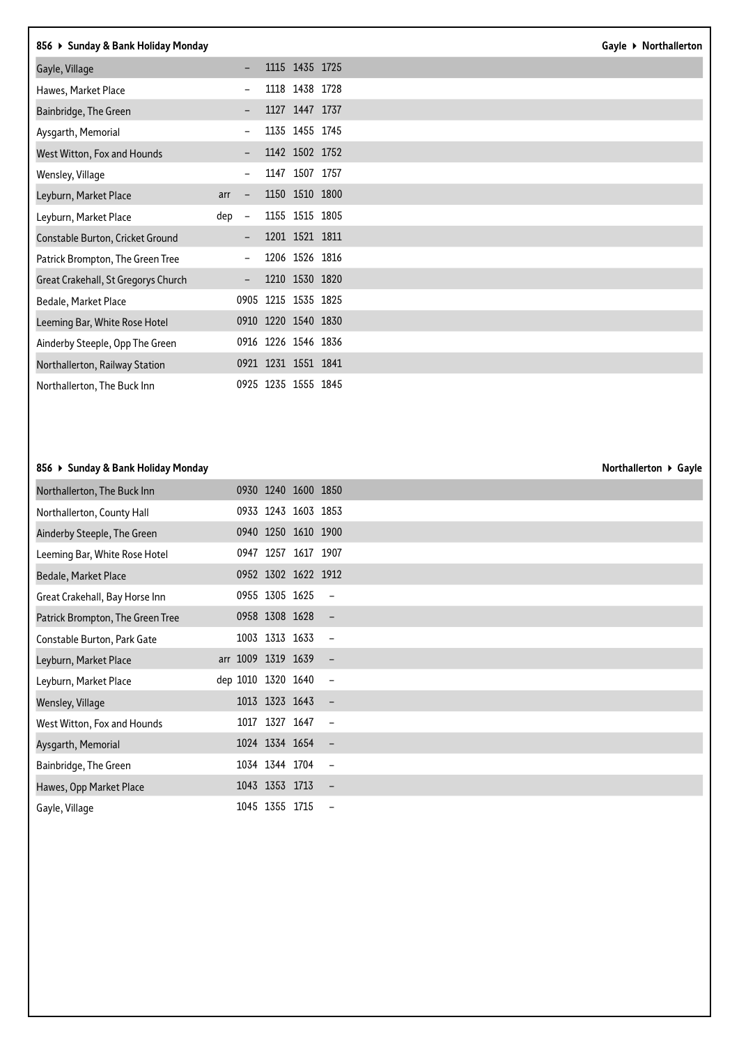**856 ▸ Sunday & Bank Holiday Monday** — **Gayle ▸ Northallerton**

| | | | | | |
|---|---|---|---|---|---|
| Gayle, Village | | – | 1115 | 1435 | 1725 |
| Hawes, Market Place | | – | 1118 | 1438 | 1728 |
| Bainbridge, The Green | | – | 1127 | 1447 | 1737 |
| Aysgarth, Memorial | | – | 1135 | 1455 | 1745 |
| West Witton, Fox and Hounds | | – | 1142 | 1502 | 1752 |
| Wensley, Village | | – | 1147 | 1507 | 1757 |
| Leyburn, Market Place | arr | – | 1150 | 1510 | 1800 |
| Leyburn, Market Place | dep | – | 1155 | 1515 | 1805 |
| Constable Burton, Cricket Ground | | – | 1201 | 1521 | 1811 |
| Patrick Brompton, The Green Tree | | – | 1206 | 1526 | 1816 |
| Great Crakehall, St Gregorys Church | | – | 1210 | 1530 | 1820 |
| Bedale, Market Place | | 0905 | 1215 | 1535 | 1825 |
| Leeming Bar, White Rose Hotel | | 0910 | 1220 | 1540 | 1830 |
| Ainderby Steeple, Opp The Green | | 0916 | 1226 | 1546 | 1836 |
| Northallerton, Railway Station | | 0921 | 1231 | 1551 | 1841 |
| Northallerton, The Buck Inn | | 0925 | 1235 | 1555 | 1845 |

**856 ▸ Sunday & Bank Holiday Monday** — **Northallerton ▸ Gayle**

| | | | | | |
|---|---|---|---|---|---|
| Northallerton, The Buck Inn | | 0930 | 1240 | 1600 | 1850 |
| Northallerton, County Hall | | 0933 | 1243 | 1603 | 1853 |
| Ainderby Steeple, The Green | | 0940 | 1250 | 1610 | 1900 |
| Leeming Bar, White Rose Hotel | | 0947 | 1257 | 1617 | 1907 |
| Bedale, Market Place | | 0952 | 1302 | 1622 | 1912 |
| Great Crakehall, Bay Horse Inn | | 0955 | 1305 | 1625 | – |
| Patrick Brompton, The Green Tree | | 0958 | 1308 | 1628 | – |
| Constable Burton, Park Gate | | 1003 | 1313 | 1633 | – |
| Leyburn, Market Place | arr | 1009 | 1319 | 1639 | – |
| Leyburn, Market Place | dep | 1010 | 1320 | 1640 | – |
| Wensley, Village | | 1013 | 1323 | 1643 | – |
| West Witton, Fox and Hounds | | 1017 | 1327 | 1647 | – |
| Aysgarth, Memorial | | 1024 | 1334 | 1654 | – |
| Bainbridge, The Green | | 1034 | 1344 | 1704 | – |
| Hawes, Opp Market Place | | 1043 | 1353 | 1713 | – |
| Gayle, Village | | 1045 | 1355 | 1715 | – |